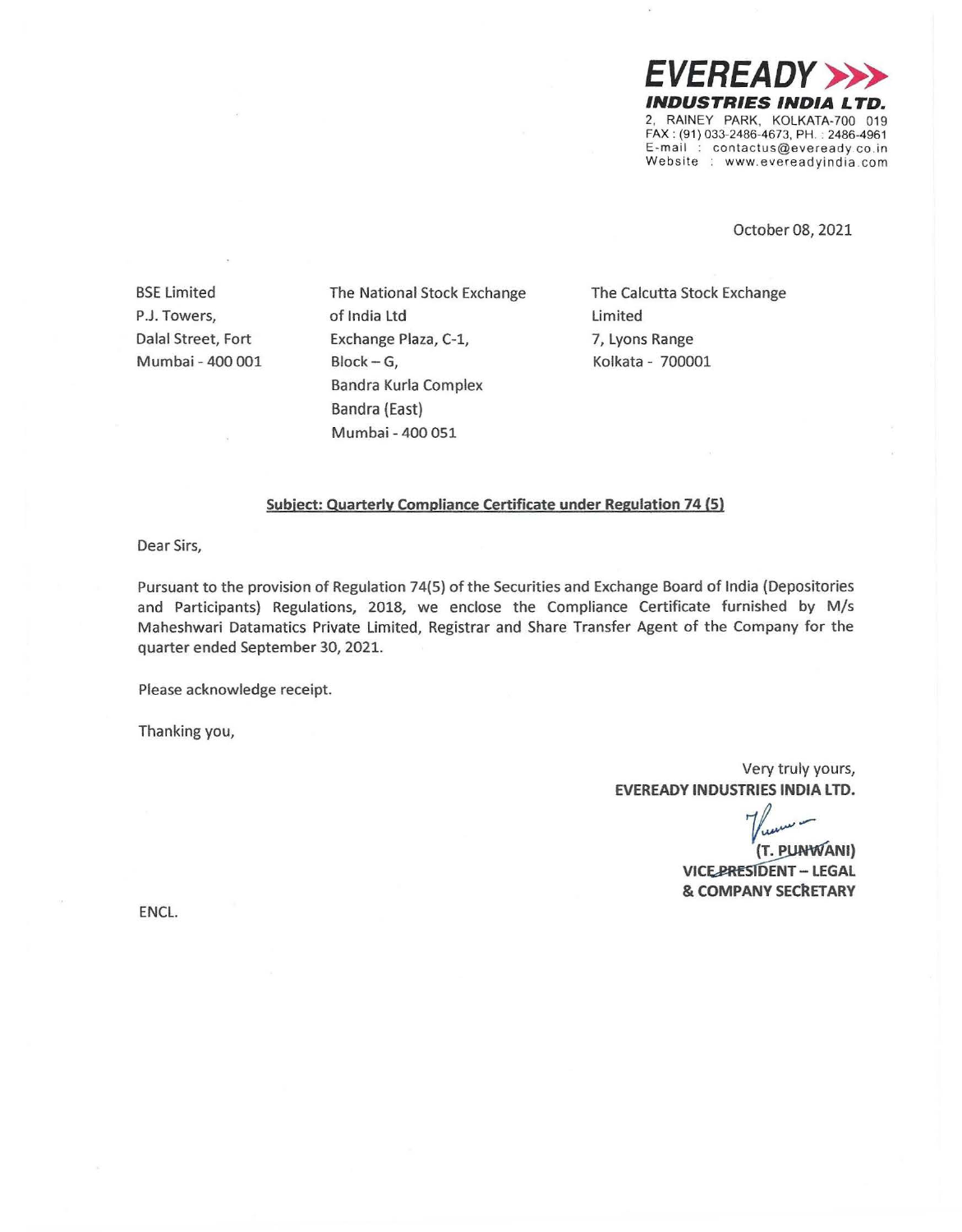**EVEREADY**
***INDUSTRIES INDIA LTD.***
2, RAINEY PARK, KOLKATA-700 019
FAX : (91) 033-2486-4673, PH. : 2486-4961
E-mail : contactus@eveready.co.in
Website : www.evereadyindia.com

October 08, 2021

BSE Limited
P.J. Towers,
Dalal Street, Fort
Mumbai - 400 001

The National Stock Exchange of India Ltd
Exchange Plaza, C-1,
Block – G,
Bandra Kurla Complex
Bandra (East)
Mumbai - 400 051

The Calcutta Stock Exchange Limited
7, Lyons Range
Kolkata - 700001

**Subject: Quarterly Compliance Certificate under Regulation 74 (5)**

Dear Sirs,

Pursuant to the provision of Regulation 74(5) of the Securities and Exchange Board of India (Depositories and Participants) Regulations, 2018, we enclose the Compliance Certificate furnished by M/s Maheshwari Datamatics Private Limited, Registrar and Share Transfer Agent of the Company for the quarter ended September 30, 2021.

Please acknowledge receipt.

Thanking you,

Very truly yours,
**EVEREADY INDUSTRIES INDIA LTD.**

**(T. PUNWANI)**
**VICE PRESIDENT – LEGAL**
**& COMPANY SECRETARY**

ENCL.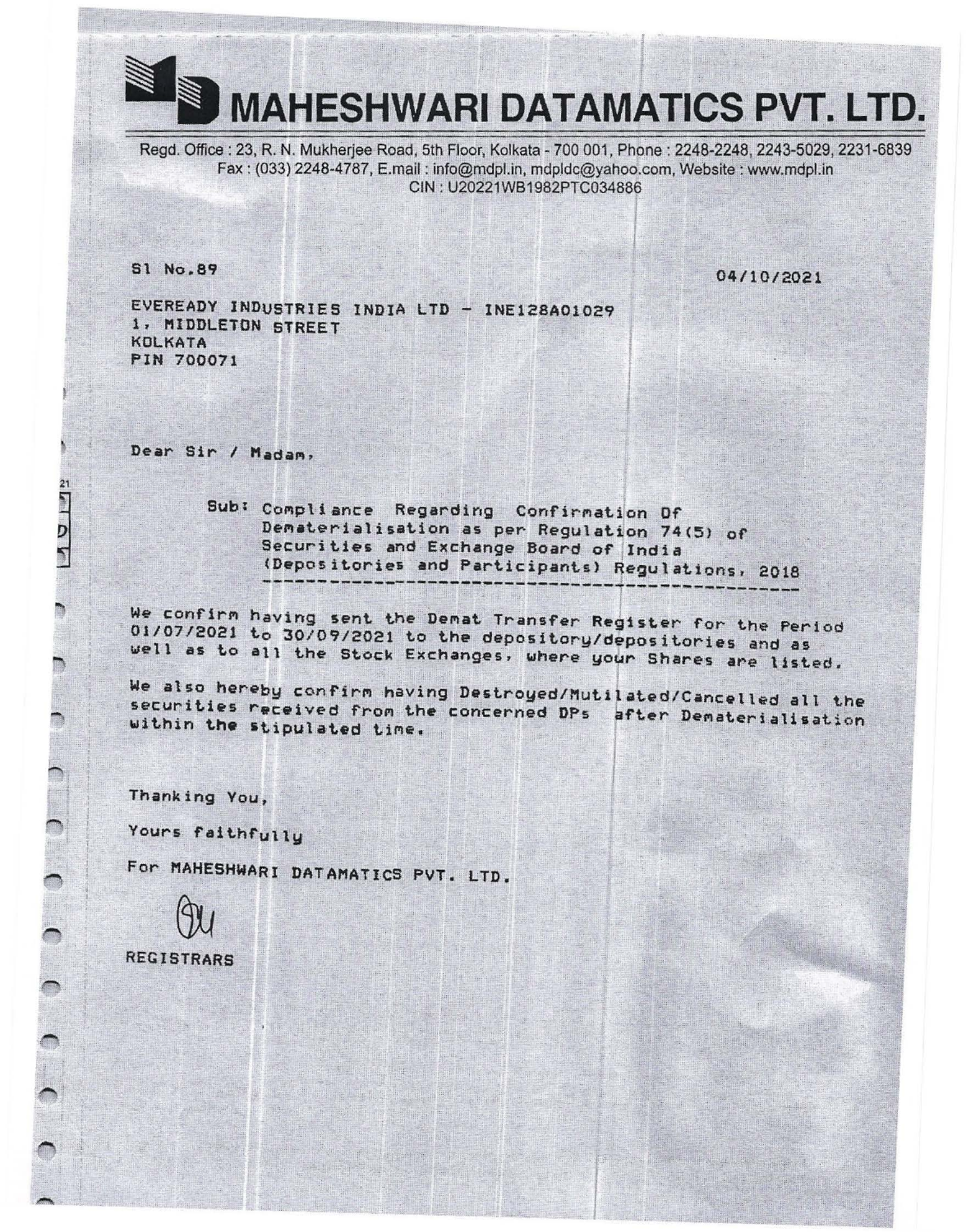# MAHESHWARI DATAMATICS PVT. LTD.

Regd. Office : 23, R. N. Mukherjee Road, 5th Floor, Kolkata - 700 001, Phone : 2248-2248, 2243-5029, 2231-6839
Fax : (033) 2248-4787, E.mail : info@mdpl.in, mdpldc@yahoo.com, Website : www.mdpl.in
CIN : U20221WB1982PTC034886

Sl No.89

04/10/2021

EVEREADY INDUSTRIES INDIA LTD - INE128A01029
1, MIDDLETON STREET
KOLKATA
PIN 700071

Dear Sir / Madam,

**Sub: Compliance Regarding Confirmation Of Dematerialisation as per Regulation 74(5) of Securities and Exchange Board of India (Depositories and Participants) Regulations, 2018**

We confirm having sent the Demat Transfer Register for the Period 01/07/2021 to 30/09/2021 to the depository/depositories and as well as to all the Stock Exchanges, where your Shares are listed.

We also hereby confirm having Destroyed/Mutilated/Cancelled all the securities received from the concerned DPs after Dematerialisation within the stipulated time.

Thanking You,

Yours faithfully

For MAHESHWARI DATAMATICS PVT. LTD.

REGISTRARS